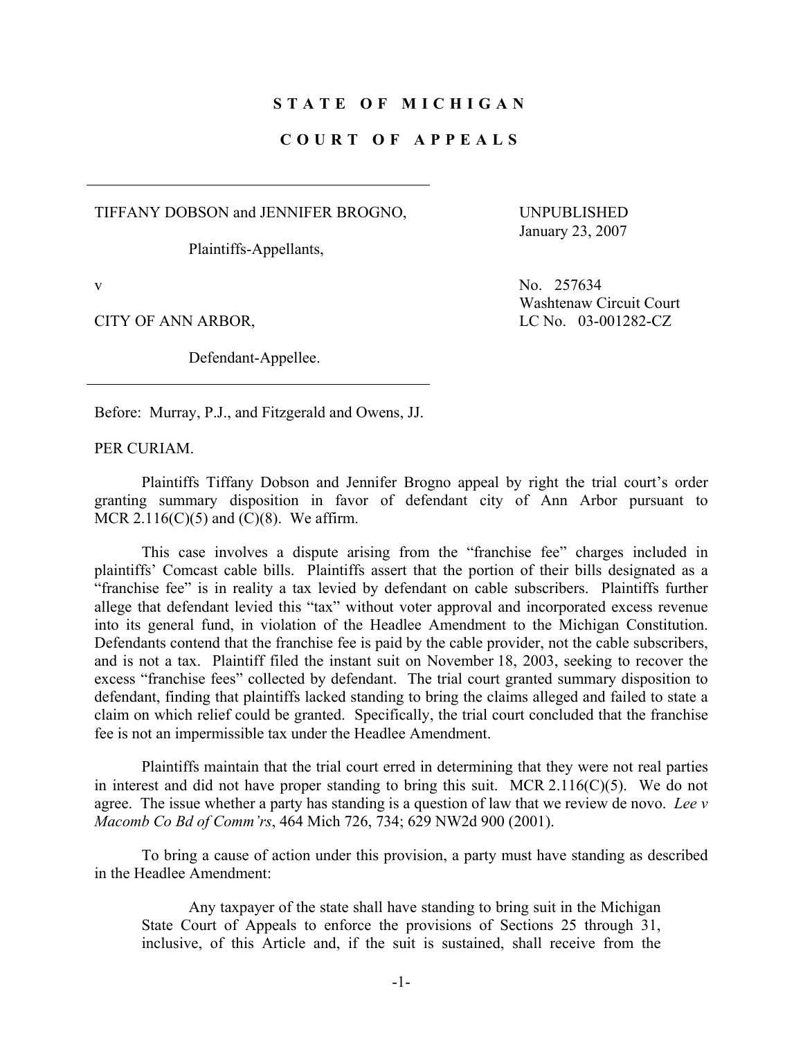**S T A T E  O F  M I C H I G A N**

**C O U R T  O F  A P P E A L S**

---

TIFFANY DOBSON and JENNIFER BROGNO,

Plaintiffs-Appellants,

v

CITY OF ANN ARBOR,

Defendant-Appellee.

---

UNPUBLISHED
January 23, 2007

No. 257634
Washtenaw Circuit Court
LC No. 03-001282-CZ

Before: Murray, P.J., and Fitzgerald and Owens, JJ.

PER CURIAM.

Plaintiffs Tiffany Dobson and Jennifer Brogno appeal by right the trial court's order granting summary disposition in favor of defendant city of Ann Arbor pursuant to MCR 2.116(C)(5) and (C)(8). We affirm.

This case involves a dispute arising from the "franchise fee" charges included in plaintiffs' Comcast cable bills. Plaintiffs assert that the portion of their bills designated as a "franchise fee" is in reality a tax levied by defendant on cable subscribers. Plaintiffs further allege that defendant levied this "tax" without voter approval and incorporated excess revenue into its general fund, in violation of the Headlee Amendment to the Michigan Constitution. Defendants contend that the franchise fee is paid by the cable provider, not the cable subscribers, and is not a tax. Plaintiff filed the instant suit on November 18, 2003, seeking to recover the excess "franchise fees" collected by defendant. The trial court granted summary disposition to defendant, finding that plaintiffs lacked standing to bring the claims alleged and failed to state a claim on which relief could be granted. Specifically, the trial court concluded that the franchise fee is not an impermissible tax under the Headlee Amendment.

Plaintiffs maintain that the trial court erred in determining that they were not real parties in interest and did not have proper standing to bring this suit. MCR 2.116(C)(5). We do not agree. The issue whether a party has standing is a question of law that we review de novo. *Lee v Macomb Co Bd of Comm'rs*, 464 Mich 726, 734; 629 NW2d 900 (2001).

To bring a cause of action under this provision, a party must have standing as described in the Headlee Amendment:

> Any taxpayer of the state shall have standing to bring suit in the Michigan State Court of Appeals to enforce the provisions of Sections 25 through 31, inclusive, of this Article and, if the suit is sustained, shall receive from the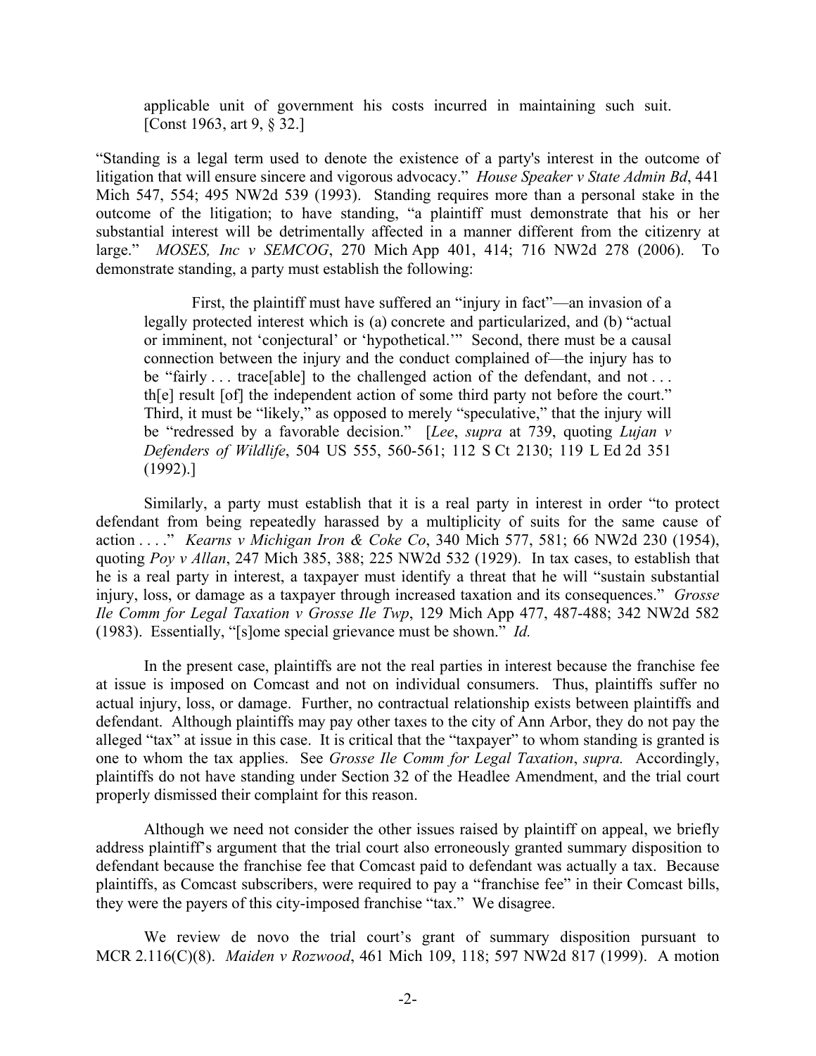> applicable unit of government his costs incurred in maintaining such suit. [Const 1963, art 9, § 32.]

"Standing is a legal term used to denote the existence of a party's interest in the outcome of litigation that will ensure sincere and vigorous advocacy." *House Speaker v State Admin Bd*, 441 Mich 547, 554; 495 NW2d 539 (1993). Standing requires more than a personal stake in the outcome of the litigation; to have standing, "a plaintiff must demonstrate that his or her substantial interest will be detrimentally affected in a manner different from the citizenry at large." *MOSES, Inc v SEMCOG*, 270 Mich App 401, 414; 716 NW2d 278 (2006). To demonstrate standing, a party must establish the following:

> First, the plaintiff must have suffered an "injury in fact"—an invasion of a legally protected interest which is (a) concrete and particularized, and (b) "actual or imminent, not 'conjectural' or 'hypothetical.'" Second, there must be a causal connection between the injury and the conduct complained of—the injury has to be "fairly . . . trace[able] to the challenged action of the defendant, and not . . . th[e] result [of] the independent action of some third party not before the court." Third, it must be "likely," as opposed to merely "speculative," that the injury will be "redressed by a favorable decision." [*Lee*, *supra* at 739, quoting *Lujan v Defenders of Wildlife*, 504 US 555, 560-561; 112 S Ct 2130; 119 L Ed 2d 351 (1992).]

Similarly, a party must establish that it is a real party in interest in order "to protect defendant from being repeatedly harassed by a multiplicity of suits for the same cause of action . . . ." *Kearns v Michigan Iron & Coke Co*, 340 Mich 577, 581; 66 NW2d 230 (1954), quoting *Poy v Allan*, 247 Mich 385, 388; 225 NW2d 532 (1929). In tax cases, to establish that he is a real party in interest, a taxpayer must identify a threat that he will "sustain substantial injury, loss, or damage as a taxpayer through increased taxation and its consequences." *Grosse Ile Comm for Legal Taxation v Grosse Ile Twp*, 129 Mich App 477, 487-488; 342 NW2d 582 (1983). Essentially, "[s]ome special grievance must be shown." *Id.*

In the present case, plaintiffs are not the real parties in interest because the franchise fee at issue is imposed on Comcast and not on individual consumers. Thus, plaintiffs suffer no actual injury, loss, or damage. Further, no contractual relationship exists between plaintiffs and defendant. Although plaintiffs may pay other taxes to the city of Ann Arbor, they do not pay the alleged "tax" at issue in this case. It is critical that the "taxpayer" to whom standing is granted is one to whom the tax applies. See *Grosse Ile Comm for Legal Taxation*, *supra.* Accordingly, plaintiffs do not have standing under Section 32 of the Headlee Amendment, and the trial court properly dismissed their complaint for this reason.

Although we need not consider the other issues raised by plaintiff on appeal, we briefly address plaintiff's argument that the trial court also erroneously granted summary disposition to defendant because the franchise fee that Comcast paid to defendant was actually a tax. Because plaintiffs, as Comcast subscribers, were required to pay a "franchise fee" in their Comcast bills, they were the payers of this city-imposed franchise "tax." We disagree.

We review de novo the trial court's grant of summary disposition pursuant to MCR 2.116(C)(8). *Maiden v Rozwood*, 461 Mich 109, 118; 597 NW2d 817 (1999). A motion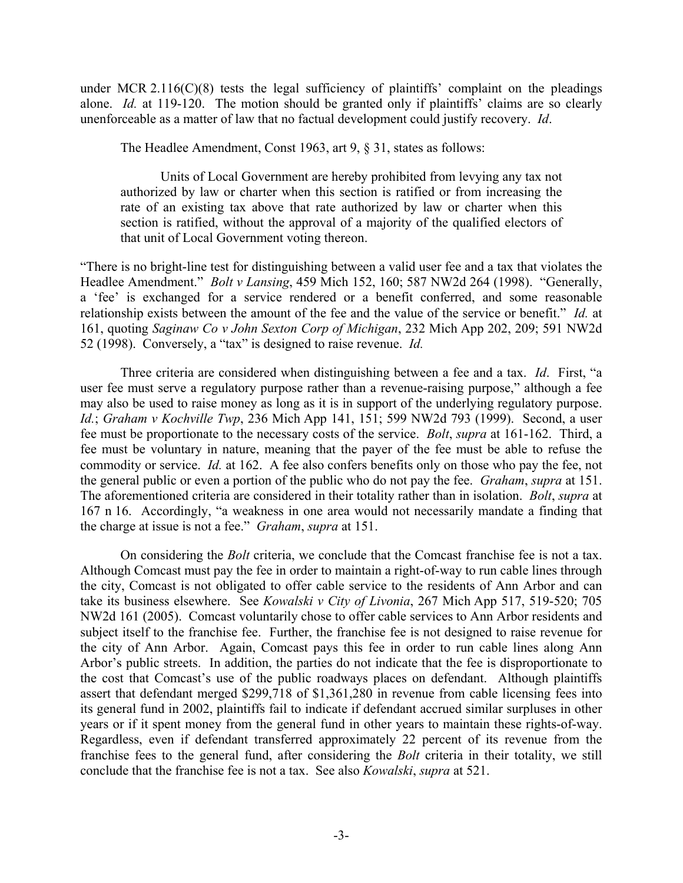under MCR 2.116(C)(8) tests the legal sufficiency of plaintiffs' complaint on the pleadings alone. *Id.* at 119-120. The motion should be granted only if plaintiffs' claims are so clearly unenforceable as a matter of law that no factual development could justify recovery. *Id*.

The Headlee Amendment, Const 1963, art 9, § 31, states as follows:

> Units of Local Government are hereby prohibited from levying any tax not authorized by law or charter when this section is ratified or from increasing the rate of an existing tax above that rate authorized by law or charter when this section is ratified, without the approval of a majority of the qualified electors of that unit of Local Government voting thereon.

"There is no bright-line test for distinguishing between a valid user fee and a tax that violates the Headlee Amendment." *Bolt v Lansing*, 459 Mich 152, 160; 587 NW2d 264 (1998). "Generally, a 'fee' is exchanged for a service rendered or a benefit conferred, and some reasonable relationship exists between the amount of the fee and the value of the service or benefit." *Id.* at 161, quoting *Saginaw Co v John Sexton Corp of Michigan*, 232 Mich App 202, 209; 591 NW2d 52 (1998). Conversely, a "tax" is designed to raise revenue. *Id.*

Three criteria are considered when distinguishing between a fee and a tax. *Id*. First, "a user fee must serve a regulatory purpose rather than a revenue-raising purpose," although a fee may also be used to raise money as long as it is in support of the underlying regulatory purpose. *Id.*; *Graham v Kochville Twp*, 236 Mich App 141, 151; 599 NW2d 793 (1999). Second, a user fee must be proportionate to the necessary costs of the service. *Bolt*, *supra* at 161-162. Third, a fee must be voluntary in nature, meaning that the payer of the fee must be able to refuse the commodity or service. *Id.* at 162. A fee also confers benefits only on those who pay the fee, not the general public or even a portion of the public who do not pay the fee. *Graham*, *supra* at 151. The aforementioned criteria are considered in their totality rather than in isolation. *Bolt*, *supra* at 167 n 16. Accordingly, "a weakness in one area would not necessarily mandate a finding that the charge at issue is not a fee." *Graham*, *supra* at 151.

On considering the *Bolt* criteria, we conclude that the Comcast franchise fee is not a tax. Although Comcast must pay the fee in order to maintain a right-of-way to run cable lines through the city, Comcast is not obligated to offer cable service to the residents of Ann Arbor and can take its business elsewhere. See *Kowalski v City of Livonia*, 267 Mich App 517, 519-520; 705 NW2d 161 (2005). Comcast voluntarily chose to offer cable services to Ann Arbor residents and subject itself to the franchise fee. Further, the franchise fee is not designed to raise revenue for the city of Ann Arbor. Again, Comcast pays this fee in order to run cable lines along Ann Arbor's public streets. In addition, the parties do not indicate that the fee is disproportionate to the cost that Comcast's use of the public roadways places on defendant. Although plaintiffs assert that defendant merged $299,718 of $1,361,280 in revenue from cable licensing fees into its general fund in 2002, plaintiffs fail to indicate if defendant accrued similar surpluses in other years or if it spent money from the general fund in other years to maintain these rights-of-way. Regardless, even if defendant transferred approximately 22 percent of its revenue from the franchise fees to the general fund, after considering the *Bolt* criteria in their totality, we still conclude that the franchise fee is not a tax. See also *Kowalski*, *supra* at 521.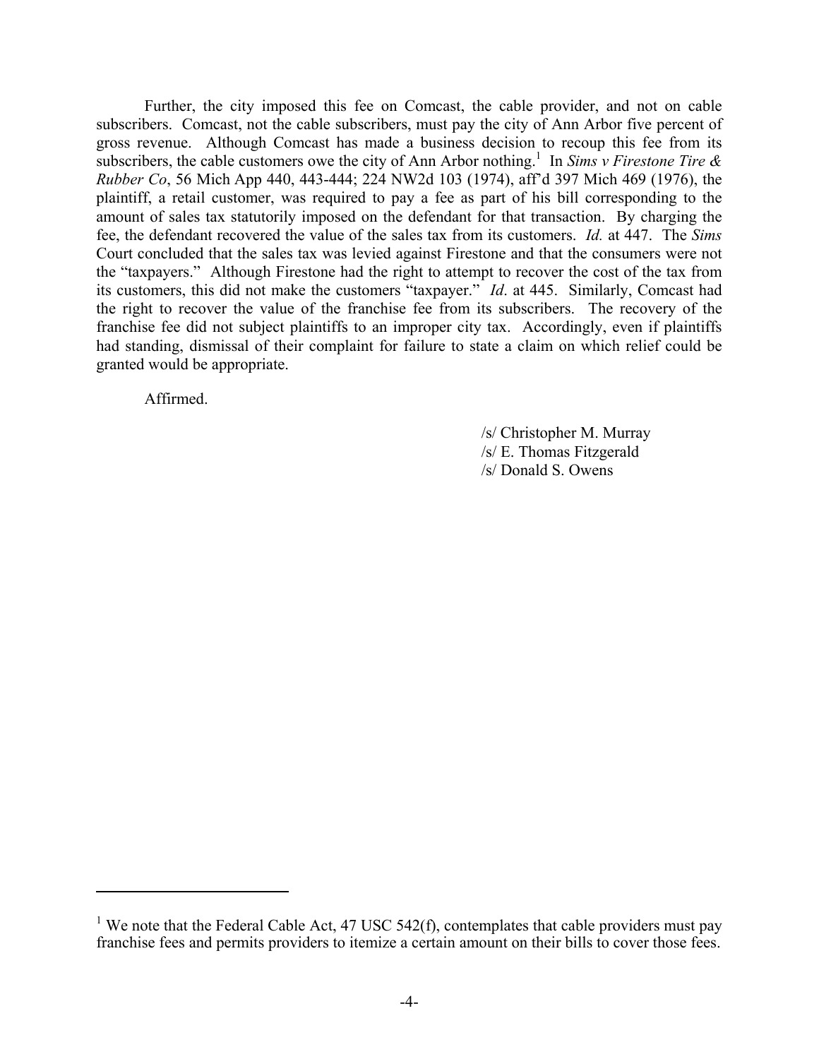Further, the city imposed this fee on Comcast, the cable provider, and not on cable subscribers. Comcast, not the cable subscribers, must pay the city of Ann Arbor five percent of gross revenue. Although Comcast has made a business decision to recoup this fee from its subscribers, the cable customers owe the city of Ann Arbor nothing.[1] In *Sims v Firestone Tire & Rubber Co*, 56 Mich App 440, 443-444; 224 NW2d 103 (1974), aff'd 397 Mich 469 (1976), the plaintiff, a retail customer, was required to pay a fee as part of his bill corresponding to the amount of sales tax statutorily imposed on the defendant for that transaction. By charging the fee, the defendant recovered the value of the sales tax from its customers. *Id.* at 447. The *Sims* Court concluded that the sales tax was levied against Firestone and that the consumers were not the "taxpayers." Although Firestone had the right to attempt to recover the cost of the tax from its customers, this did not make the customers "taxpayer." *Id*. at 445. Similarly, Comcast had the right to recover the value of the franchise fee from its subscribers. The recovery of the franchise fee did not subject plaintiffs to an improper city tax. Accordingly, even if plaintiffs had standing, dismissal of their complaint for failure to state a claim on which relief could be granted would be appropriate.

Affirmed.

/s/ Christopher M. Murray
/s/ E. Thomas Fitzgerald
/s/ Donald S. Owens

---

[1] We note that the Federal Cable Act, 47 USC 542(f), contemplates that cable providers must pay franchise fees and permits providers to itemize a certain amount on their bills to cover those fees.